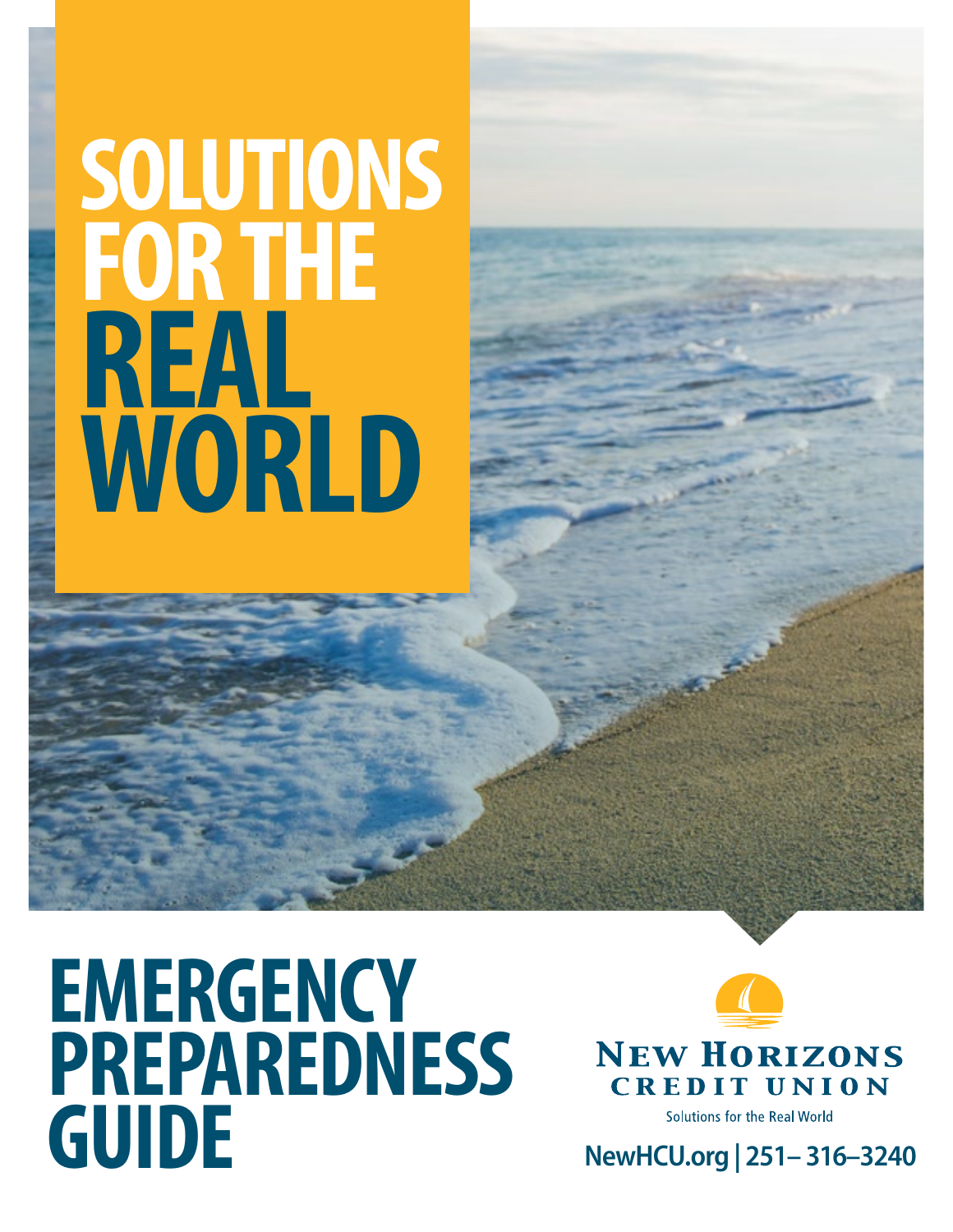# SOLUTIONS FOR THE REAL WORLD

# EMERGENCY PREPAREDNESS GUIDE

NEW HORIZONS CREDIT UNION

Solutions for the Real World

NewHCU.org | 251– 316–3240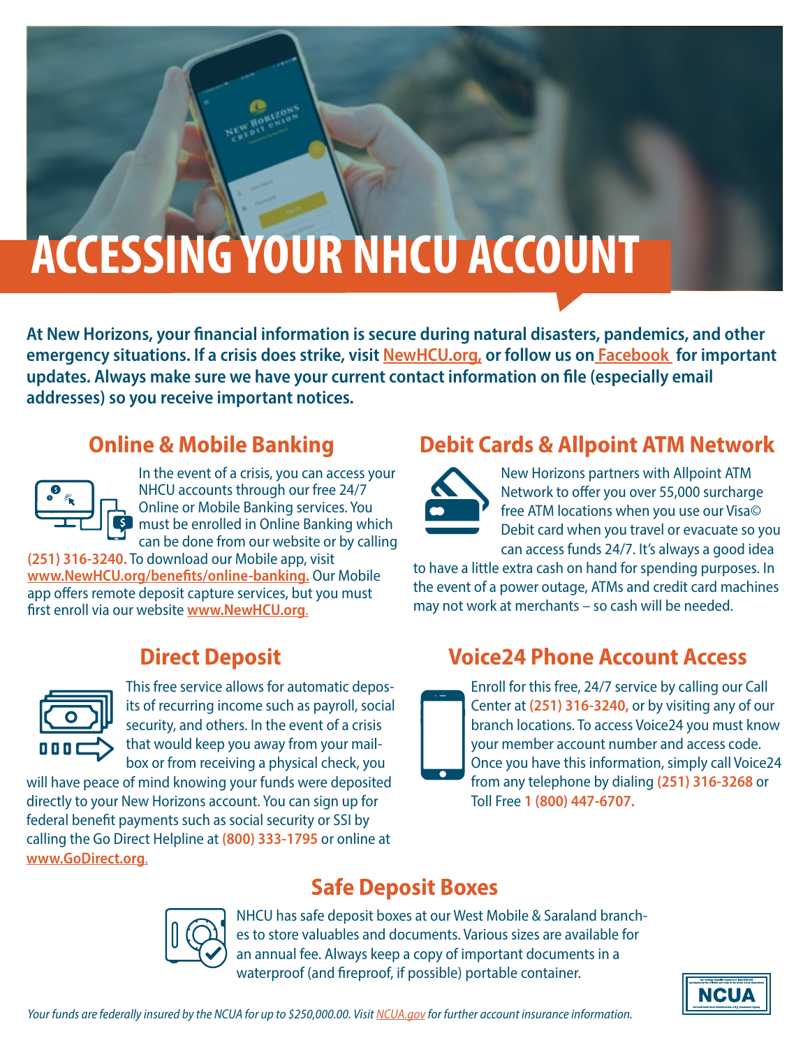# ACCESSING YOUR NHCU ACCOUNT

**At New Horizons, your financial information is secure during natural disasters, pandemics, and other emergency situations. If a crisis does strike, visit NewHCU.org, or follow us on Facebook for important updates. Always make sure we have your current contact information on file (especially email addresses) so you receive important notices.**

## Online & Mobile Banking

In the event of a crisis, you can access your NHCU accounts through our free 24/7 Online or Mobile Banking services. You must be enrolled in Online Banking which can be done from our website or by calling **(251) 316-3240.** To download our Mobile app, visit www.NewHCU.org/benefits/online-banking. Our Mobile app offers remote deposit capture services, but you must first enroll via our website www.NewHCU.org.

## Debit Cards & Allpoint ATM Network

New Horizons partners with Allpoint ATM Network to offer you over 55,000 surcharge free ATM locations when you use our Visa© Debit card when you travel or evacuate so you can access funds 24/7. It's always a good idea to have a little extra cash on hand for spending purposes. In the event of a power outage, ATMs and credit card machines may not work at merchants – so cash will be needed.

## Direct Deposit

This free service allows for automatic deposits of recurring income such as payroll, social security, and others. In the event of a crisis that would keep you away from your mailbox or from receiving a physical check, you will have peace of mind knowing your funds were deposited directly to your New Horizons account. You can sign up for federal benefit payments such as social security or SSI by calling the Go Direct Helpline at **(800) 333-1795** or online at www.GoDirect.org.

## Voice24 Phone Account Access

Enroll for this free, 24/7 service by calling our Call Center at **(251) 316-3240,** or by visiting any of our branch locations. To access Voice24 you must know your member account number and access code. Once you have this information, simply call Voice24 from any telephone by dialing **(251) 316-3268** or Toll Free **1 (800) 447-6707.**

## Safe Deposit Boxes

NHCU has safe deposit boxes at our West Mobile & Saraland branches to store valuables and documents. Various sizes are available for an annual fee. Always keep a copy of important documents in a waterproof (and fireproof, if possible) portable container.

*Your funds are federally insured by the NCUA for up to $250,000.00. Visit NCUA.gov for further account insurance information.*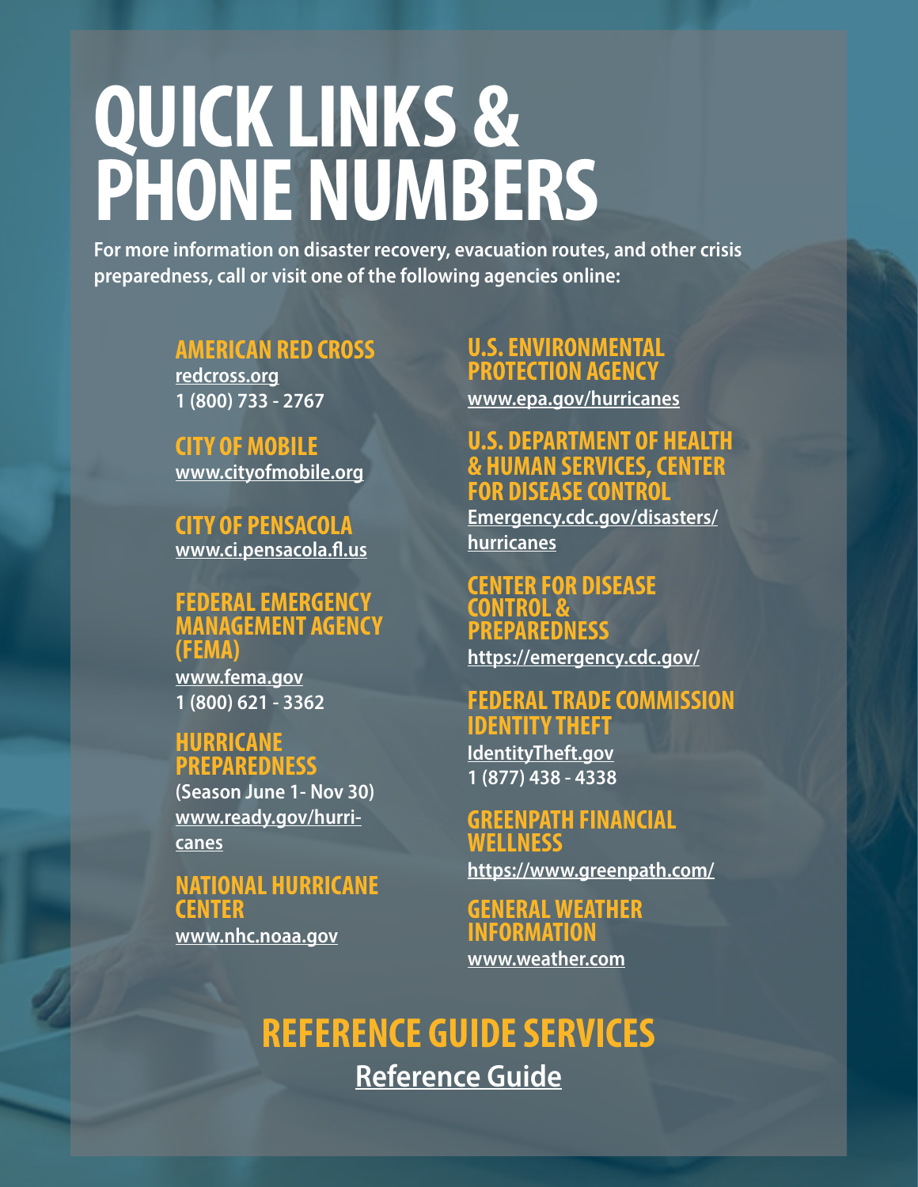# QUICK LINKS & PHONE NUMBERS

**For more information on disaster recovery, evacuation routes, and other crisis preparedness, call or visit one of the following agencies online:**

### AMERICAN RED CROSS

redcross.org
1 (800) 733 - 2767

### CITY OF MOBILE

www.cityofmobile.org

### CITY OF PENSACOLA

www.ci.pensacola.fl.us

### FEDERAL EMERGENCY MANAGEMENT AGENCY (FEMA)

www.fema.gov
1 (800) 621 - 3362

### HURRICANE PREPAREDNESS

(Season June 1- Nov 30)
www.ready.gov/hurricanes

### NATIONAL HURRICANE CENTER

www.nhc.noaa.gov

### U.S. ENVIRONMENTAL PROTECTION AGENCY

www.epa.gov/hurricanes

### U.S. DEPARTMENT OF HEALTH & HUMAN SERVICES, CENTER FOR DISEASE CONTROL

Emergency.cdc.gov/disasters/hurricanes

### CENTER FOR DISEASE CONTROL & PREPAREDNESS

https://emergency.cdc.gov/

### FEDERAL TRADE COMMISSION IDENTITY THEFT

IdentityTheft.gov
1 (877) 438 - 4338

### GREENPATH FINANCIAL WELLNESS

https://www.greenpath.com/

### GENERAL WEATHER INFORMATION

www.weather.com

## REFERENCE GUIDE SERVICES

Reference Guide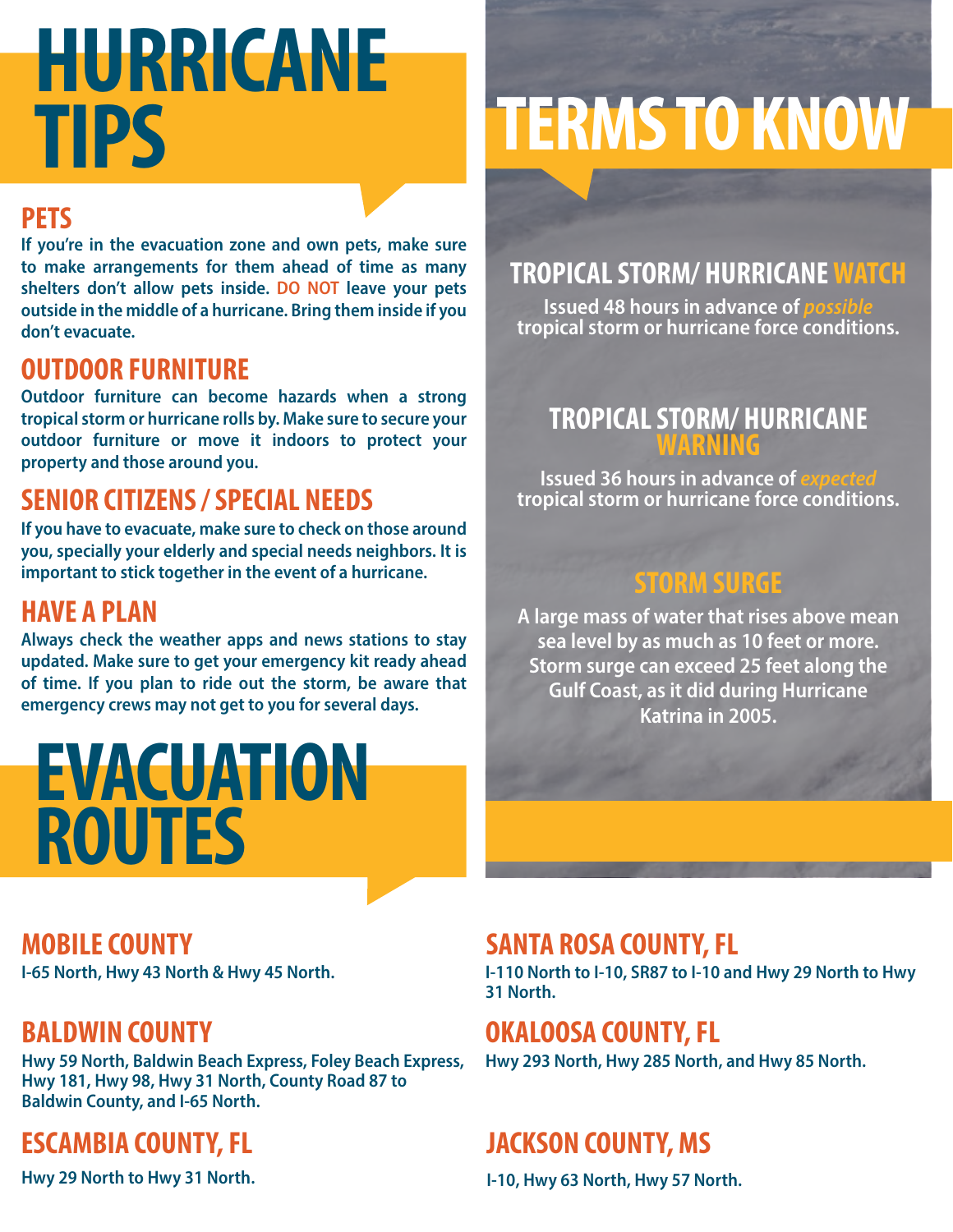# HURRICANE TIPS

## PETS

If you're in the evacuation zone and own pets, make sure to make arrangements for them ahead of time as many shelters don't allow pets inside. DO NOT leave your pets outside in the middle of a hurricane. Bring them inside if you don't evacuate.

## OUTDOOR FURNITURE

Outdoor furniture can become hazards when a strong tropical storm or hurricane rolls by. Make sure to secure your outdoor furniture or move it indoors to protect your property and those around you.

## SENIOR CITIZENS / SPECIAL NEEDS

If you have to evacuate, make sure to check on those around you, specially your elderly and special needs neighbors. It is important to stick together in the event of a hurricane.

## HAVE A PLAN

Always check the weather apps and news stations to stay updated. Make sure to get your emergency kit ready ahead of time. If you plan to ride out the storm, be aware that emergency crews may not get to you for several days.

# TERMS TO KNOW

## TROPICAL STORM/ HURRICANE WATCH

Issued 48 hours in advance of *possible* tropical storm or hurricane force conditions.

## TROPICAL STORM/ HURRICANE WARNING

Issued 36 hours in advance of *expected* tropical storm or hurricane force conditions.

## STORM SURGE

A large mass of water that rises above mean sea level by as much as 10 feet or more. Storm surge can exceed 25 feet along the Gulf Coast, as it did during Hurricane Katrina in 2005.

# EVACUATION ROUTES

## MOBILE COUNTY

I-65 North, Hwy 43 North & Hwy 45 North.

## BALDWIN COUNTY

Hwy 59 North, Baldwin Beach Express, Foley Beach Express, Hwy 181, Hwy 98, Hwy 31 North, County Road 87 to Baldwin County, and I-65 North.

## ESCAMBIA COUNTY, FL

Hwy 29 North to Hwy 31 North.

## SANTA ROSA COUNTY, FL

I-110 North to I-10, SR87 to I-10 and Hwy 29 North to Hwy 31 North.

## OKALOOSA COUNTY, FL

Hwy 293 North, Hwy 285 North, and Hwy 85 North.

## JACKSON COUNTY, MS

I-10, Hwy 63 North, Hwy 57 North.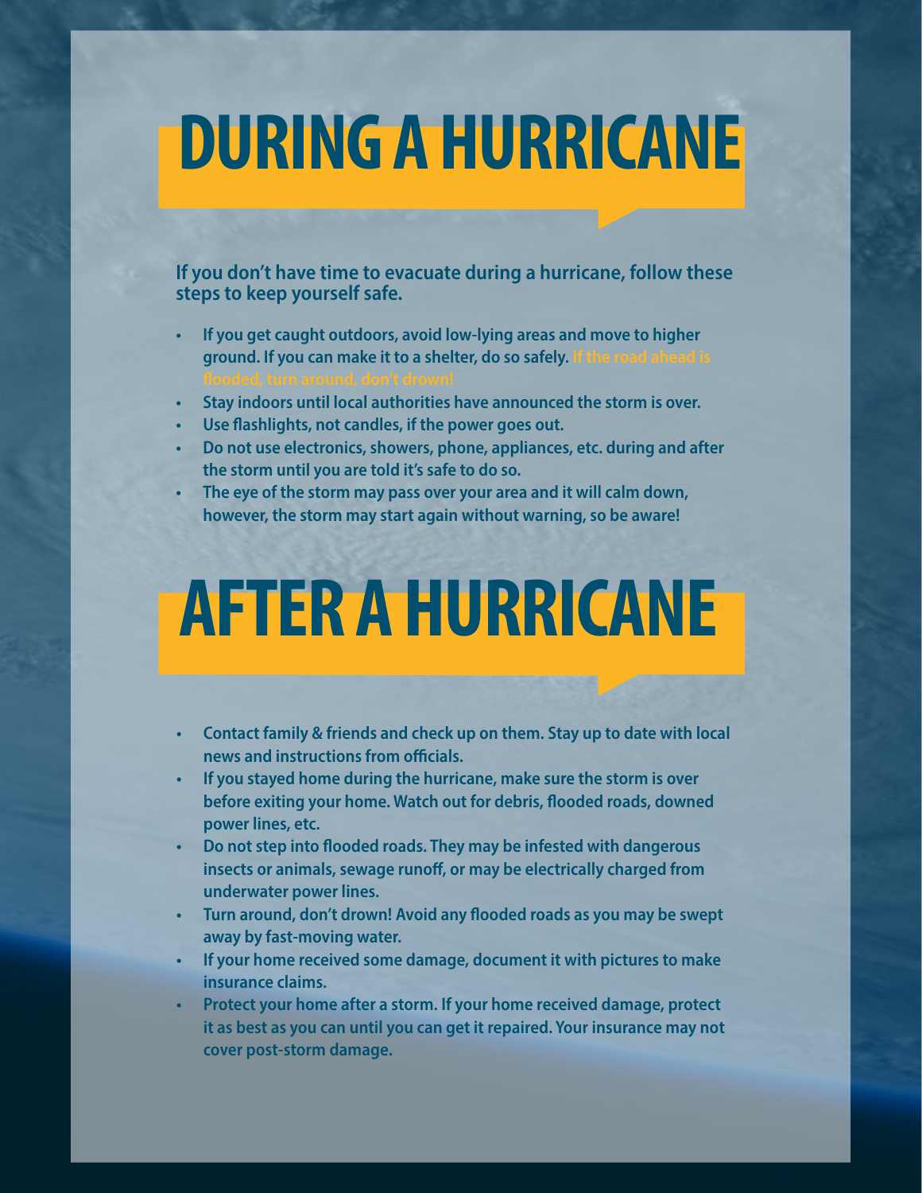# DURING A HURRICANE

**If you don't have time to evacuate during a hurricane, follow these steps to keep yourself safe.**

- **If you get caught outdoors, avoid low-lying areas and move to higher ground. If you can make it to a shelter, do so safely. If the road ahead is flooded, turn around, don't drown!**
- **Stay indoors until local authorities have announced the storm is over.**
- **Use flashlights, not candles, if the power goes out.**
- **Do not use electronics, showers, phone, appliances, etc. during and after the storm until you are told it's safe to do so.**
- **The eye of the storm may pass over your area and it will calm down, however, the storm may start again without warning, so be aware!**

# AFTER A HURRICANE

- **Contact family & friends and check up on them. Stay up to date with local news and instructions from officials.**
- **If you stayed home during the hurricane, make sure the storm is over before exiting your home. Watch out for debris, flooded roads, downed power lines, etc.**
- **Do not step into flooded roads. They may be infested with dangerous insects or animals, sewage runoff, or may be electrically charged from underwater power lines.**
- **Turn around, don't drown! Avoid any flooded roads as you may be swept away by fast-moving water.**
- **If your home received some damage, document it with pictures to make insurance claims.**
- **Protect your home after a storm. If your home received damage, protect it as best as you can until you can get it repaired. Your insurance may not cover post-storm damage.**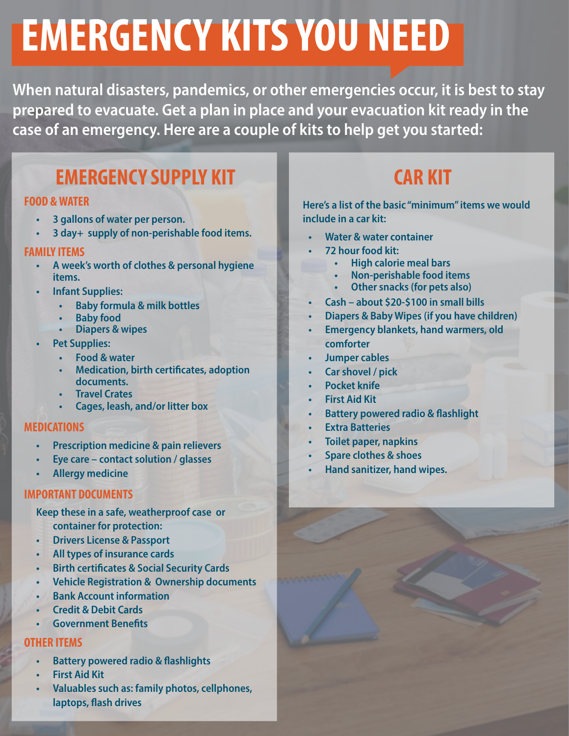# EMERGENCY KITS YOU NEED

**When natural disasters, pandemics, or other emergencies occur, it is best to stay prepared to evacuate. Get a plan in place and your evacuation kit ready in the case of an emergency. Here are a couple of kits to help get you started:**

## EMERGENCY SUPPLY KIT

### FOOD & WATER

- 3 gallons of water per person.
- 3 day+ supply of non-perishable food items.

### FAMILY ITEMS

- A week's worth of clothes & personal hygiene items.
- Infant Supplies:
  - Baby formula & milk bottles
  - Baby food
  - Diapers & wipes
- Pet Supplies:
  - Food & water
  - Medication, birth certificates, adoption documents.
  - Travel Crates
  - Cages, leash, and/or litter box

### MEDICATIONS

- Prescription medicine & pain relievers
- Eye care – contact solution / glasses
- Allergy medicine

### IMPORTANT DOCUMENTS

Keep these in a safe, weatherproof case or container for protection:

- Drivers License & Passport
- All types of insurance cards
- Birth certificates & Social Security Cards
- Vehicle Registration & Ownership documents
- Bank Account information
- Credit & Debit Cards
- Government Benefits

### OTHER ITEMS

- Battery powered radio & flashlights
- First Aid Kit
- Valuables such as: family photos, cellphones, laptops, flash drives

## CAR KIT

Here's a list of the basic "minimum" items we would include in a car kit:

- Water & water container
- 72 hour food kit:
  - High calorie meal bars
  - Non-perishable food items
  - Other snacks (for pets also)
- Cash – about $20-$100 in small bills
- Diapers & Baby Wipes (if you have children)
- Emergency blankets, hand warmers, old comforter
- Jumper cables
- Car shovel / pick
- Pocket knife
- First Aid Kit
- Battery powered radio & flashlight
- Extra Batteries
- Toilet paper, napkins
- Spare clothes & shoes
- Hand sanitizer, hand wipes.